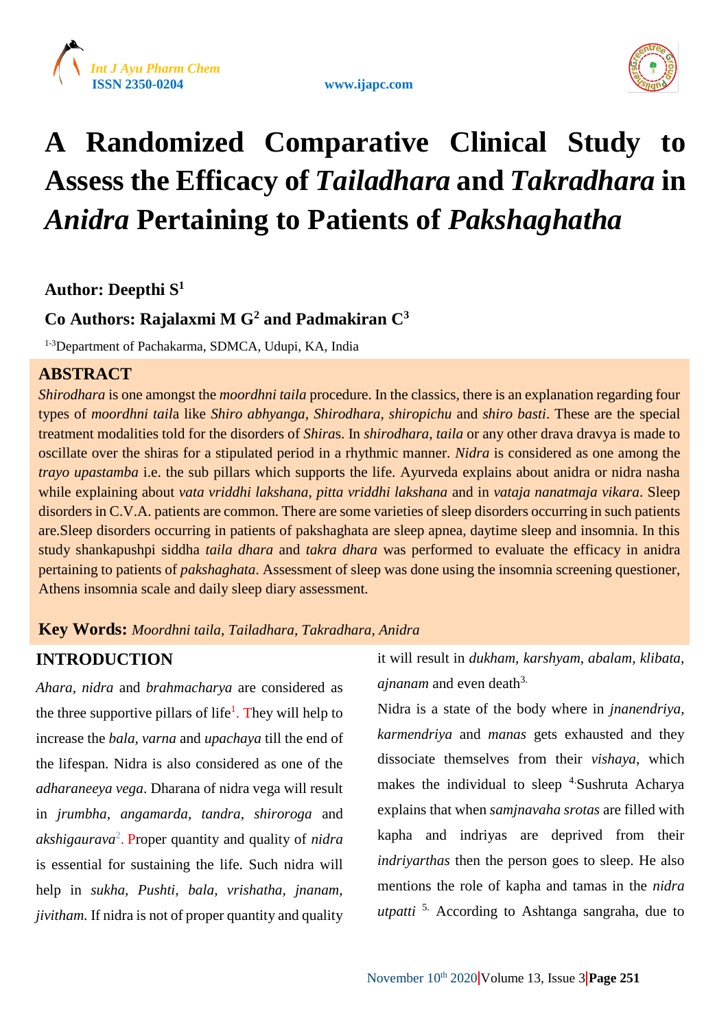# A Randomized Comparative Clinical Study to Assess the Efficacy of *Tailadhara* and *Takradhara* in *Anidra* Pertaining to Patients of *Pakshaghatha*

**Author: Deepthi S[1]**

**Co Authors: Rajalaxmi M G[2] and Padmakiran C[3]**

[1-3]Department of Pachakarma, SDMCA, Udupi, KA, India

## ABSTRACT

*Shirodhara* is one amongst the *moordhni taila* procedure. In the classics, there is an explanation regarding four types of *moordhni taila* like *Shiro abhyanga, Shirodhara, shiropichu* and *shiro basti*. These are the special treatment modalities told for the disorders of *Shiras*. In *shirodhara, taila* or any other drava dravya is made to oscillate over the shiras for a stipulated period in a rhythmic manner. *Nidra* is considered as one among the *trayo upastamba* i.e. the sub pillars which supports the life. Ayurveda explains about anidra or nidra nasha while explaining about *vata vriddhi lakshana, pitta vriddhi lakshana* and in *vataja nanatmaja vikara*. Sleep disorders in C.V.A. patients are common. There are some varieties of sleep disorders occurring in such patients are.Sleep disorders occurring in patients of pakshaghata are sleep apnea, daytime sleep and insomnia. In this study shankapushpi siddha *taila dhara* and *takra dhara* was performed to evaluate the efficacy in anidra pertaining to patients of *pakshaghata*. Assessment of sleep was done using the insomnia screening questioner, Athens insomnia scale and daily sleep diary assessment.

**Key Words:** *Moordhni taila, Tailadhara, Takradhara, Anidra*

## INTRODUCTION

*Ahara, nidra* and *brahmacharya* are considered as the three supportive pillars of life[1]. They will help to increase the *bala, varna* and *upachaya* till the end of the lifespan. Nidra is also considered as one of the *adharaneeya vega*. Dharana of nidra vega will result in *jrumbha, angamarda, tandra, shiroroga* and *akshigaurava*[2]. Proper quantity and quality of *nidra* is essential for sustaining the life. Such nidra will help in *sukha, Pushti, bala, vrishatha, jnanam, jivitham.* If nidra is not of proper quantity and quality it will result in *dukham, karshyam, abalam, klibata, ajnanam* and even death[3].

Nidra is a state of the body where in *jnanendriya, karmendriya* and *manas* gets exhausted and they dissociate themselves from their *vishaya*, which makes the individual to sleep [4]. Sushruta Acharya explains that when *samjnavaha srotas* are filled with kapha and indriyas are deprived from their *indriyarthas* then the person goes to sleep. He also mentions the role of kapha and tamas in the *nidra utpatti* [5]. According to Ashtanga sangraha, due to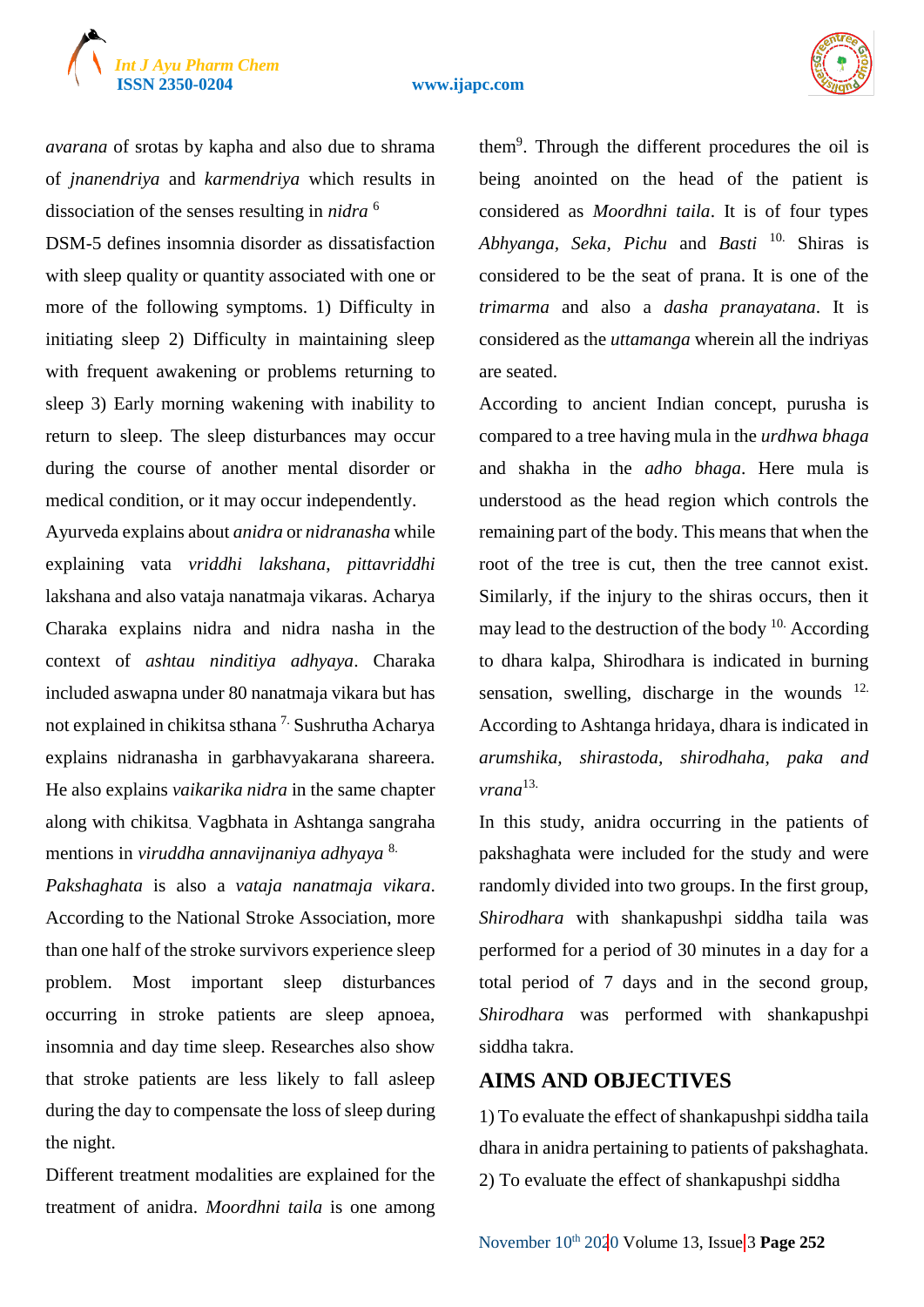*avarana* of srotas by kapha and also due to shrama of *jnanendriya* and *karmendriya* which results in dissociation of the senses resulting in *nidra* [6]

DSM-5 defines insomnia disorder as dissatisfaction with sleep quality or quantity associated with one or more of the following symptoms. 1) Difficulty in initiating sleep 2) Difficulty in maintaining sleep with frequent awakening or problems returning to sleep 3) Early morning wakening with inability to return to sleep. The sleep disturbances may occur during the course of another mental disorder or medical condition, or it may occur independently.

Ayurveda explains about *anidra* or *nidranasha* while explaining vata *vriddhi lakshana*, *pittavriddhi* lakshana and also vataja nanatmaja vikaras. Acharya Charaka explains nidra and nidra nasha in the context of *ashtau ninditiya adhyaya*. Charaka included aswapna under 80 nanatmaja vikara but has not explained in chikitsa sthana [7.] Sushrutha Acharya explains nidranasha in garbhavyakarana shareera. He also explains *vaikarika nidra* in the same chapter along with chikitsa. Vagbhata in Ashtanga sangraha mentions in *viruddha annavijnaniya adhyaya* [8.]

*Pakshaghata* is also a *vataja nanatmaja vikara*. According to the National Stroke Association, more than one half of the stroke survivors experience sleep problem. Most important sleep disturbances occurring in stroke patients are sleep apnoea, insomnia and day time sleep. Researches also show that stroke patients are less likely to fall asleep during the day to compensate the loss of sleep during the night.

Different treatment modalities are explained for the treatment of anidra. *Moordhni taila* is one among them[9]. Through the different procedures the oil is being anointed on the head of the patient is considered as *Moordhni taila*. It is of four types *Abhyanga, Seka, Pichu* and *Basti* [10.] Shiras is considered to be the seat of prana. It is one of the *trimarma* and also a *dasha pranayatana*. It is considered as the *uttamanga* wherein all the indriyas are seated.

According to ancient Indian concept, purusha is compared to a tree having mula in the *urdhwa bhaga* and shakha in the *adho bhaga*. Here mula is understood as the head region which controls the remaining part of the body. This means that when the root of the tree is cut, then the tree cannot exist. Similarly, if the injury to the shiras occurs, then it may lead to the destruction of the body [10.] According to dhara kalpa, Shirodhara is indicated in burning sensation, swelling, discharge in the wounds [12.] According to Ashtanga hridaya, dhara is indicated in *arumshika, shirastoda, shirodhaha, paka and vrana*[13.]

In this study, anidra occurring in the patients of pakshaghata were included for the study and were randomly divided into two groups. In the first group, *Shirodhara* with shankapushpi siddha taila was performed for a period of 30 minutes in a day for a total period of 7 days and in the second group, *Shirodhara* was performed with shankapushpi siddha takra.

## AIMS AND OBJECTIVES

1) To evaluate the effect of shankapushpi siddha taila dhara in anidra pertaining to patients of pakshaghata.

2) To evaluate the effect of shankapushpi siddha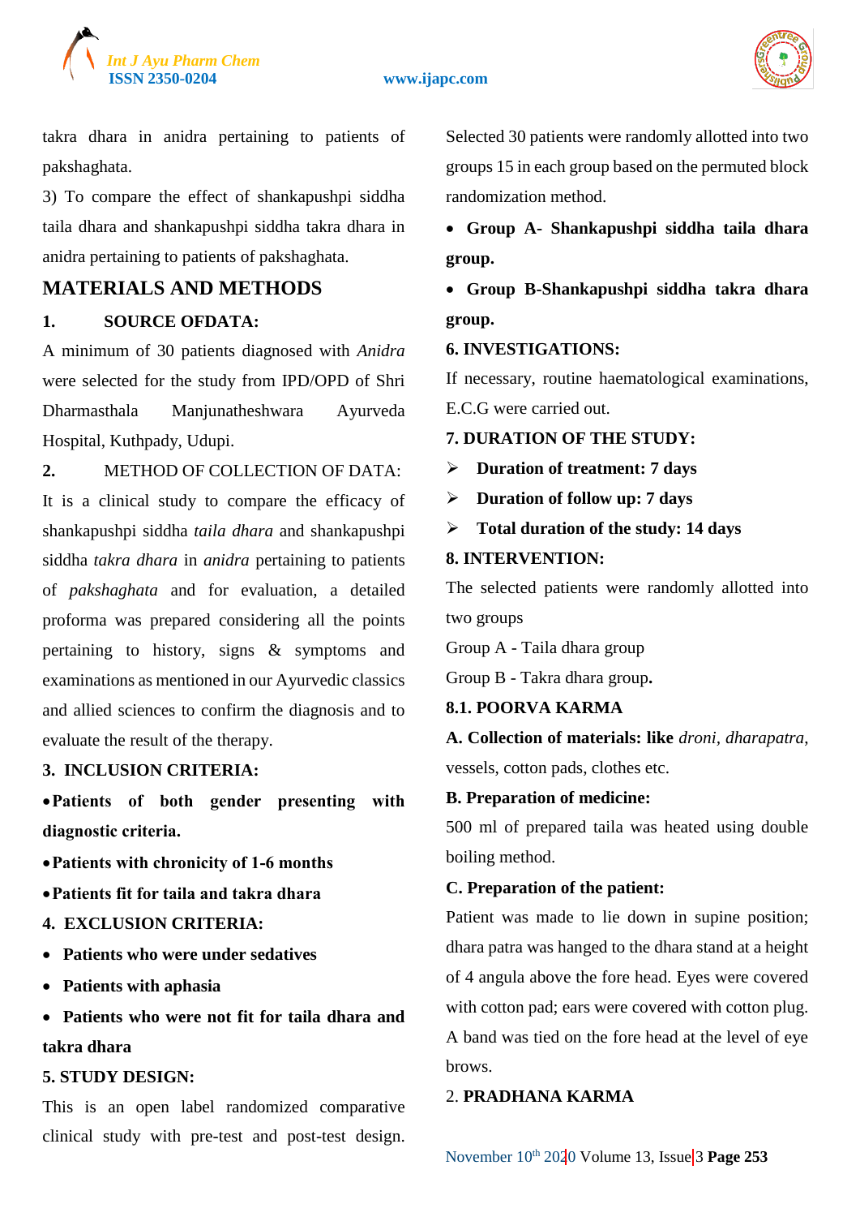takra dhara in anidra pertaining to patients of pakshaghata.

3) To compare the effect of shankapushpi siddha taila dhara and shankapushpi siddha takra dhara in anidra pertaining to patients of pakshaghata.

## MATERIALS AND METHODS

**1. SOURCE OFDATA:**

A minimum of 30 patients diagnosed with *Anidra* were selected for the study from IPD/OPD of Shri Dharmasthala Manjunatheshwara Ayurveda Hospital, Kuthpady, Udupi.

2. METHOD OF COLLECTION OF DATA:

It is a clinical study to compare the efficacy of shankapushpi siddha *taila dhara* and shankapushpi siddha *takra dhara* in *anidra* pertaining to patients of *pakshaghata* and for evaluation, a detailed proforma was prepared considering all the points pertaining to history, signs & symptoms and examinations as mentioned in our Ayurvedic classics and allied sciences to confirm the diagnosis and to evaluate the result of the therapy.

**3. INCLUSION CRITERIA:**

- **Patients of both gender presenting with diagnostic criteria.**
- **Patients with chronicity of 1-6 months**
- **Patients fit for taila and takra dhara**

**4. EXCLUSION CRITERIA:**

- **Patients who were under sedatives**
- **Patients with aphasia**
- **Patients who were not fit for taila dhara and takra dhara**

**5. STUDY DESIGN:**

This is an open label randomized comparative clinical study with pre-test and post-test design. Selected 30 patients were randomly allotted into two groups 15 in each group based on the permuted block randomization method.

- **Group A- Shankapushpi siddha taila dhara group.**
- **Group B-Shankapushpi siddha takra dhara group.**

**6. INVESTIGATIONS:**

If necessary, routine haematological examinations, E.C.G were carried out.

**7. DURATION OF THE STUDY:**

- **Duration of treatment: 7 days**
- **Duration of follow up: 7 days**
- **Total duration of the study: 14 days**

**8. INTERVENTION:**

The selected patients were randomly allotted into two groups

Group A - Taila dhara group

Group B - Takra dhara group.

**8.1. POORVA KARMA**

**A. Collection of materials: like** *droni, dharapatra*, vessels, cotton pads, clothes etc.

**B. Preparation of medicine:**

500 ml of prepared taila was heated using double boiling method.

**C. Preparation of the patient:**

Patient was made to lie down in supine position; dhara patra was hanged to the dhara stand at a height of 4 angula above the fore head. Eyes were covered with cotton pad; ears were covered with cotton plug. A band was tied on the fore head at the level of eye brows.

2. **PRADHANA KARMA**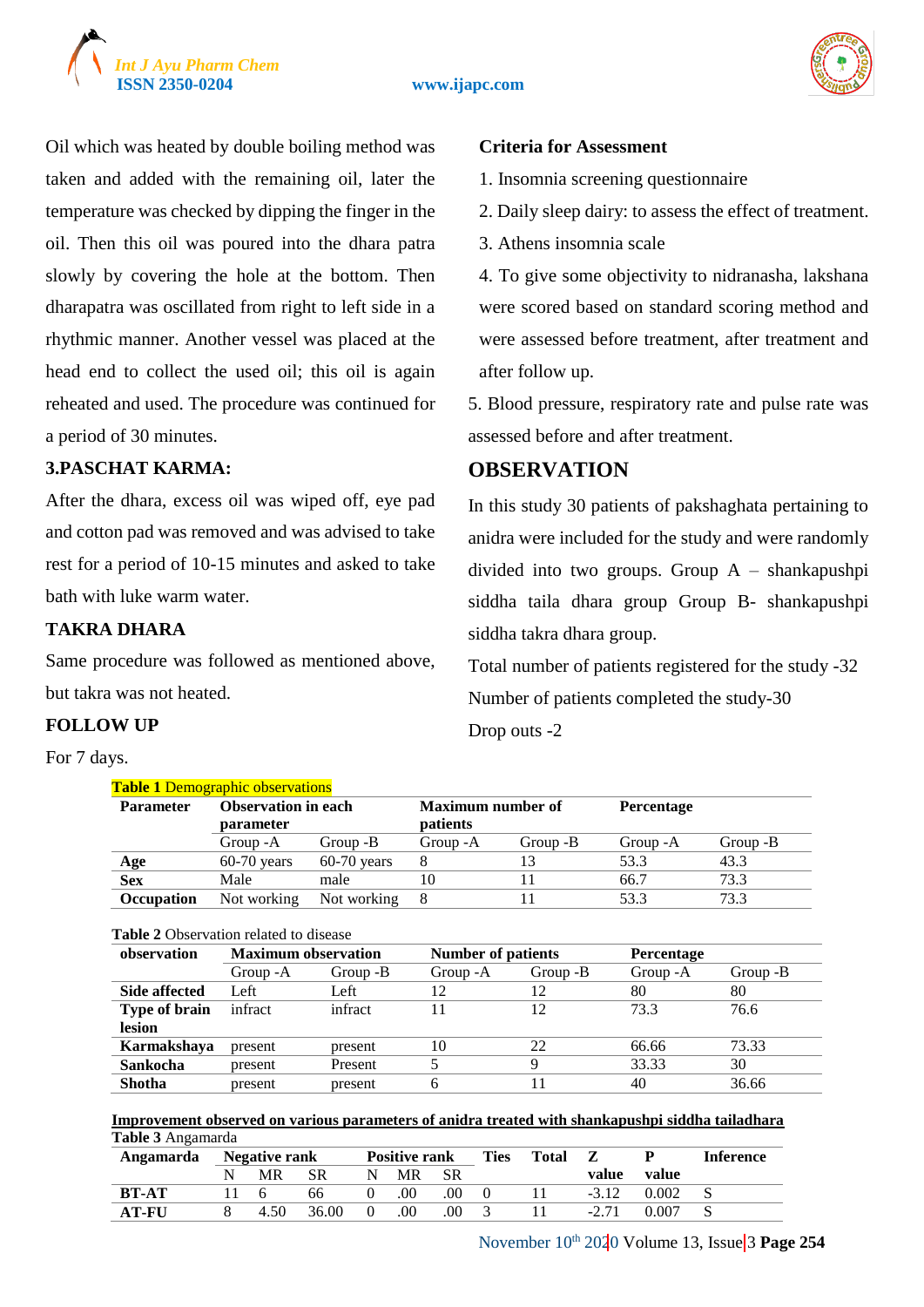Oil which was heated by double boiling method was taken and added with the remaining oil, later the temperature was checked by dipping the finger in the oil. Then this oil was poured into the dhara patra slowly by covering the hole at the bottom. Then dharapatra was oscillated from right to left side in a rhythmic manner. Another vessel was placed at the head end to collect the used oil; this oil is again reheated and used. The procedure was continued for a period of 30 minutes.

### 3.PASCHAT KARMA:

After the dhara, excess oil was wiped off, eye pad and cotton pad was removed and was advised to take rest for a period of 10-15 minutes and asked to take bath with luke warm water.

### TAKRA DHARA

Same procedure was followed as mentioned above, but takra was not heated.

### FOLLOW UP

For 7 days.

### Criteria for Assessment

1. Insomnia screening questionnaire
2. Daily sleep dairy: to assess the effect of treatment.
3. Athens insomnia scale
4. To give some objectivity to nidranasha, lakshana were scored based on standard scoring method and were assessed before treatment, after treatment and after follow up.
5. Blood pressure, respiratory rate and pulse rate was assessed before and after treatment.

## OBSERVATION

In this study 30 patients of pakshaghata pertaining to anidra were included for the study and were randomly divided into two groups. Group A – shankapushpi siddha taila dhara group Group B- shankapushpi siddha takra dhara group.

Total number of patients registered for the study -32

Number of patients completed the study-30

Drop outs -2

**Table 1** Demographic observations

| Parameter | Observation in each parameter | | Maximum number of patients | | Percentage | |
|---|---|---|---|---|---|---|
| | Group -A | Group -B | Group -A | Group -B | Group -A | Group -B |
| **Age** | 60-70 years | 60-70 years | 8 | 13 | 53.3 | 43.3 |
| **Sex** | Male | male | 10 | 11 | 66.7 | 73.3 |
| **Occupation** | Not working | Not working | 8 | 11 | 53.3 | 73.3 |

**Table 2** Observation related to disease

| observation | Maximum observation | | Number of patients | | Percentage | |
|---|---|---|---|---|---|---|
| | Group -A | Group -B | Group -A | Group -B | Group -A | Group -B |
| **Side affected** | Left | Left | 12 | 12 | 80 | 80 |
| **Type of brain lesion** | infract | infract | 11 | 12 | 73.3 | 76.6 |
| **Karmakshaya** | present | present | 10 | 22 | 66.66 | 73.33 |
| **Sankocha** | present | Present | 5 | 9 | 33.33 | 30 |
| **Shotha** | present | present | 6 | 11 | 40 | 36.66 |

**Improvement observed on various parameters of anidra treated with shankapushpi siddha tailadhara**

**Table 3** Angamarda

| Angamarda | Negative rank | | | Positive rank | | | Ties | Total | Z value | P value | Inference |
|---|---|---|---|---|---|---|---|---|---|---|---|
| | N | MR | SR | N | MR | SR | | | | | |
| **BT-AT** | 11 | 6 | 66 | 0 | .00 | .00 | 0 | 11 | -3.12 | 0.002 | S |
| **AT-FU** | 8 | 4.50 | 36.00 | 0 | .00 | .00 | 3 | 11 | -2.71 | 0.007 | S |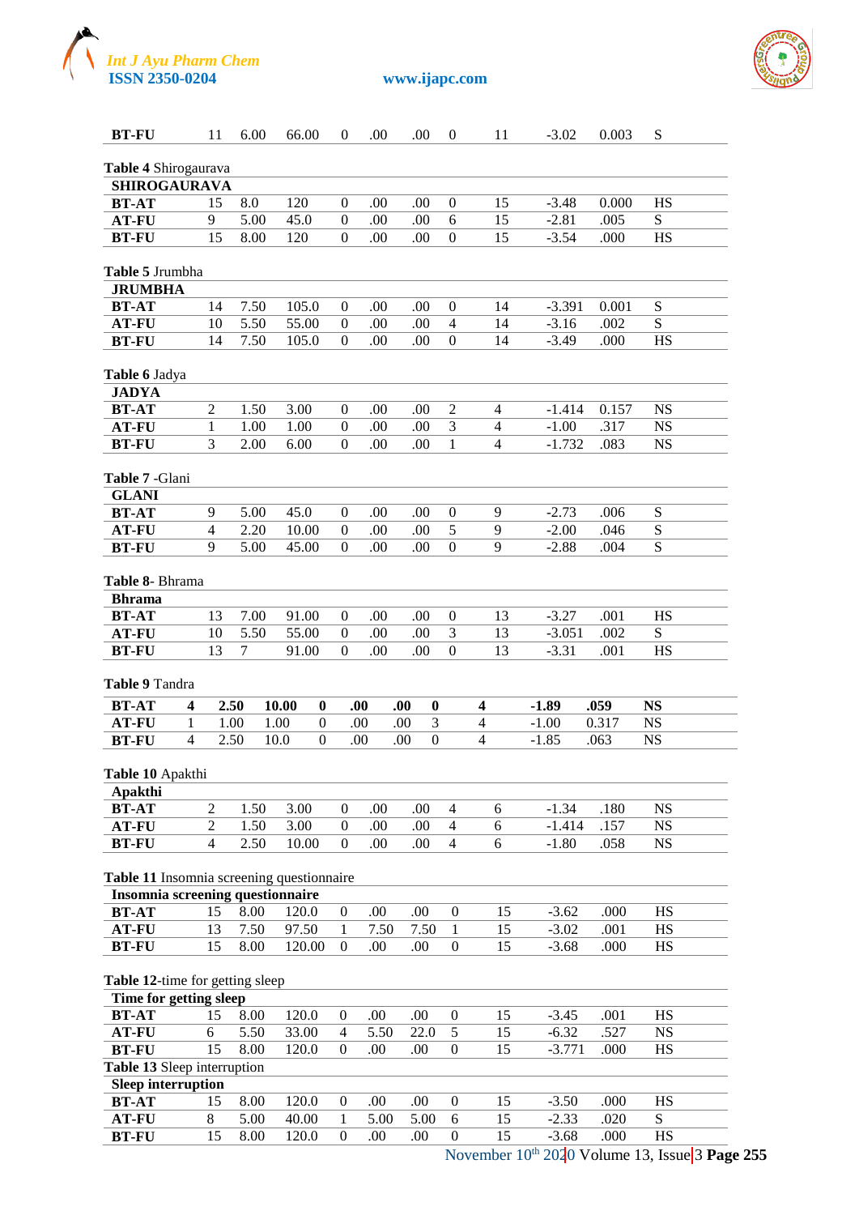| BT-FU | 11 | 6.00 | 66.00 | 0 | .00 | .00 | 0 | 11 | -3.02 | 0.003 | S |
|---|---|---|---|---|---|---|---|---|---|---|---|

**Table 4** Shirogaurava

| **SHIROGAURAVA** | | | | | | | | | | | |
|---|---|---|---|---|---|---|---|---|---|---|---|
| **BT-AT** | 15 | 8.0 | 120 | 0 | .00 | .00 | 0 | 15 | -3.48 | 0.000 | HS |
| **AT-FU** | 9 | 5.00 | 45.0 | 0 | .00 | .00 | 6 | 15 | -2.81 | .005 | S |
| **BT-FU** | 15 | 8.00 | 120 | 0 | .00 | .00 | 0 | 15 | -3.54 | .000 | HS |

**Table 5** Jrumbha

| **JRUMBHA** | | | | | | | | | | | |
|---|---|---|---|---|---|---|---|---|---|---|---|
| **BT-AT** | 14 | 7.50 | 105.0 | 0 | .00 | .00 | 0 | 14 | -3.391 | 0.001 | S |
| **AT-FU** | 10 | 5.50 | 55.00 | 0 | .00 | .00 | 4 | 14 | -3.16 | .002 | S |
| **BT-FU** | 14 | 7.50 | 105.0 | 0 | .00 | .00 | 0 | 14 | -3.49 | .000 | HS |

**Table 6** Jadya

| **JADYA** | | | | | | | | | | | |
|---|---|---|---|---|---|---|---|---|---|---|---|
| **BT-AT** | 2 | 1.50 | 3.00 | 0 | .00 | .00 | 2 | 4 | -1.414 | 0.157 | NS |
| **AT-FU** | 1 | 1.00 | 1.00 | 0 | .00 | .00 | 3 | 4 | -1.00 | .317 | NS |
| **BT-FU** | 3 | 2.00 | 6.00 | 0 | .00 | .00 | 1 | 4 | -1.732 | .083 | NS |

**Table 7** -Glani

| **GLANI** | | | | | | | | | | | |
|---|---|---|---|---|---|---|---|---|---|---|---|
| **BT-AT** | 9 | 5.00 | 45.0 | 0 | .00 | .00 | 0 | 9 | -2.73 | .006 | S |
| **AT-FU** | 4 | 2.20 | 10.00 | 0 | .00 | .00 | 5 | 9 | -2.00 | .046 | S |
| **BT-FU** | 9 | 5.00 | 45.00 | 0 | .00 | .00 | 0 | 9 | -2.88 | .004 | S |

**Table 8**- Bhrama

| **Bhrama** | | | | | | | | | | | |
|---|---|---|---|---|---|---|---|---|---|---|---|
| **BT-AT** | 13 | 7.00 | 91.00 | 0 | .00 | .00 | 0 | 13 | -3.27 | .001 | HS |
| **AT-FU** | 10 | 5.50 | 55.00 | 0 | .00 | .00 | 3 | 13 | -3.051 | .002 | S |
| **BT-FU** | 13 | 7 | 91.00 | 0 | .00 | .00 | 0 | 13 | -3.31 | .001 | HS |

**Table 9** Tandra

| **BT-AT** | **4** | **2.50** | **10.00** | **0** | **.00** | **.00** | **0** | **4** | **-1.89** | **.059** | **NS** |
|---|---|---|---|---|---|---|---|---|---|---|---|
| **AT-FU** | 1 | 1.00 | 1.00 | 0 | .00 | .00 | 3 | 4 | -1.00 | 0.317 | NS |
| **BT-FU** | 4 | 2.50 | 10.0 | 0 | .00 | .00 | 0 | 4 | -1.85 | .063 | NS |

**Table 10** Apakthi

| **Apakthi** | | | | | | | | | | | |
|---|---|---|---|---|---|---|---|---|---|---|---|
| **BT-AT** | 2 | 1.50 | 3.00 | 0 | .00 | .00 | 4 | 6 | -1.34 | .180 | NS |
| **AT-FU** | 2 | 1.50 | 3.00 | 0 | .00 | .00 | 4 | 6 | -1.414 | .157 | NS |
| **BT-FU** | 4 | 2.50 | 10.00 | 0 | .00 | .00 | 4 | 6 | -1.80 | .058 | NS |

**Table 11** Insomnia screening questionnaire

| **Insomnia screening questionnaire** | | | | | | | | | | | |
|---|---|---|---|---|---|---|---|---|---|---|---|
| **BT-AT** | 15 | 8.00 | 120.0 | 0 | .00 | .00 | 0 | 15 | -3.62 | .000 | HS |
| **AT-FU** | 13 | 7.50 | 97.50 | 1 | 7.50 | 7.50 | 1 | 15 | -3.02 | .001 | HS |
| **BT-FU** | 15 | 8.00 | 120.00 | 0 | .00 | .00 | 0 | 15 | -3.68 | .000 | HS |

**Table 12**-time for getting sleep

| **Time for getting sleep** | | | | | | | | | | | |
|---|---|---|---|---|---|---|---|---|---|---|---|
| **BT-AT** | 15 | 8.00 | 120.0 | 0 | .00 | .00 | 0 | 15 | -3.45 | .001 | HS |
| **AT-FU** | 6 | 5.50 | 33.00 | 4 | 5.50 | 22.0 | 5 | 15 | -6.32 | .527 | NS |
| **BT-FU** | 15 | 8.00 | 120.0 | 0 | .00 | .00 | 0 | 15 | -3.771 | .000 | HS |

**Table 13** Sleep interruption

| **Sleep interruption** | | | | | | | | | | | |
|---|---|---|---|---|---|---|---|---|---|---|---|
| **BT-AT** | 15 | 8.00 | 120.0 | 0 | .00 | .00 | 0 | 15 | -3.50 | .000 | HS |
| **AT-FU** | 8 | 5.00 | 40.00 | 1 | 5.00 | 5.00 | 6 | 15 | -2.33 | .020 | S |
| **BT-FU** | 15 | 8.00 | 120.0 | 0 | .00 | .00 | 0 | 15 | -3.68 | .000 | HS |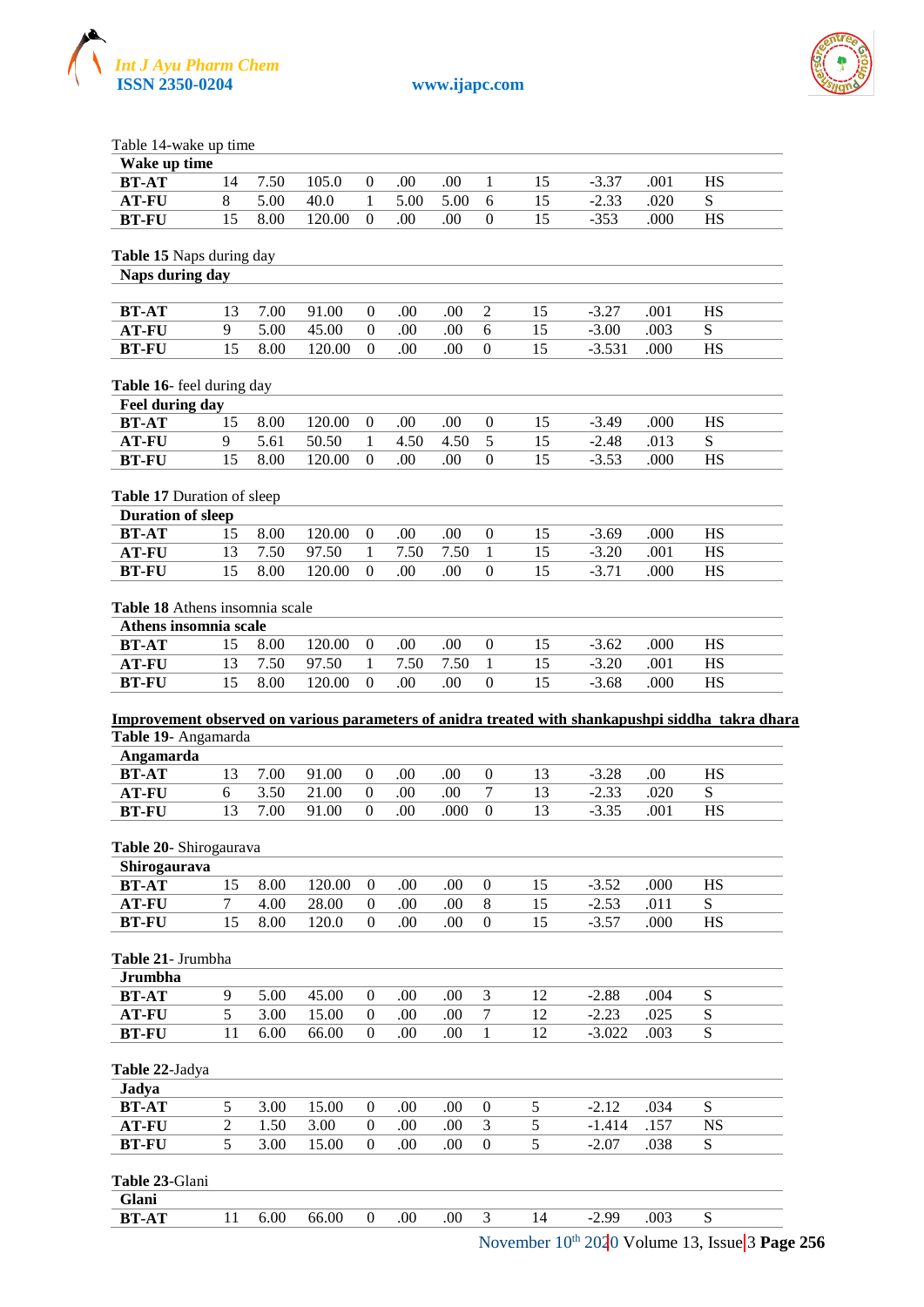Table 14-wake up time

| Wake up time | | | | | | | | | | | |
|---|---|---|---|---|---|---|---|---|---|---|---|
| **BT-AT** | 14 | 7.50 | 105.0 | 0 | .00 | .00 | 1 | 15 | -3.37 | .001 | HS |
| **AT-FU** | 8 | 5.00 | 40.0 | 1 | 5.00 | 5.00 | 6 | 15 | -2.33 | .020 | S |
| **BT-FU** | 15 | 8.00 | 120.00 | 0 | .00 | .00 | 0 | 15 | -353 | .000 | HS |

**Table 15** Naps during day

| Naps during day | | | | | | | | | | | |
|---|---|---|---|---|---|---|---|---|---|---|---|
| **BT-AT** | 13 | 7.00 | 91.00 | 0 | .00 | .00 | 2 | 15 | -3.27 | .001 | HS |
| **AT-FU** | 9 | 5.00 | 45.00 | 0 | .00 | .00 | 6 | 15 | -3.00 | .003 | S |
| **BT-FU** | 15 | 8.00 | 120.00 | 0 | .00 | .00 | 0 | 15 | -3.531 | .000 | HS |

**Table 16**- feel during day

| Feel during day | | | | | | | | | | | |
|---|---|---|---|---|---|---|---|---|---|---|---|
| **BT-AT** | 15 | 8.00 | 120.00 | 0 | .00 | .00 | 0 | 15 | -3.49 | .000 | HS |
| **AT-FU** | 9 | 5.61 | 50.50 | 1 | 4.50 | 4.50 | 5 | 15 | -2.48 | .013 | S |
| **BT-FU** | 15 | 8.00 | 120.00 | 0 | .00 | .00 | 0 | 15 | -3.53 | .000 | HS |

**Table 17** Duration of sleep

| Duration of sleep | | | | | | | | | | | |
|---|---|---|---|---|---|---|---|---|---|---|---|
| **BT-AT** | 15 | 8.00 | 120.00 | 0 | .00 | .00 | 0 | 15 | -3.69 | .000 | HS |
| **AT-FU** | 13 | 7.50 | 97.50 | 1 | 7.50 | 7.50 | 1 | 15 | -3.20 | .001 | HS |
| **BT-FU** | 15 | 8.00 | 120.00 | 0 | .00 | .00 | 0 | 15 | -3.71 | .000 | HS |

**Table 18** Athens insomnia scale

| Athens insomnia scale | | | | | | | | | | | |
|---|---|---|---|---|---|---|---|---|---|---|---|
| **BT-AT** | 15 | 8.00 | 120.00 | 0 | .00 | .00 | 0 | 15 | -3.62 | .000 | HS |
| **AT-FU** | 13 | 7.50 | 97.50 | 1 | 7.50 | 7.50 | 1 | 15 | -3.20 | .001 | HS |
| **BT-FU** | 15 | 8.00 | 120.00 | 0 | .00 | .00 | 0 | 15 | -3.68 | .000 | HS |

**Improvement observed on various parameters of anidra treated with shankapushpi siddha takra dhara**

**Table 19**- Angamarda

| Angamarda | | | | | | | | | | | |
|---|---|---|---|---|---|---|---|---|---|---|---|
| **BT-AT** | 13 | 7.00 | 91.00 | 0 | .00 | .00 | 0 | 13 | -3.28 | .00 | HS |
| **AT-FU** | 6 | 3.50 | 21.00 | 0 | .00 | .00 | 7 | 13 | -2.33 | .020 | S |
| **BT-FU** | 13 | 7.00 | 91.00 | 0 | .00 | .000 | 0 | 13 | -3.35 | .001 | HS |

**Table 20**- Shirogaurava

| Shirogaurava | | | | | | | | | | | |
|---|---|---|---|---|---|---|---|---|---|---|---|
| **BT-AT** | 15 | 8.00 | 120.00 | 0 | .00 | .00 | 0 | 15 | -3.52 | .000 | HS |
| **AT-FU** | 7 | 4.00 | 28.00 | 0 | .00 | .00 | 8 | 15 | -2.53 | .011 | S |
| **BT-FU** | 15 | 8.00 | 120.0 | 0 | .00 | .00 | 0 | 15 | -3.57 | .000 | HS |

**Table 21**- Jrumbha

| Jrumbha | | | | | | | | | | | |
|---|---|---|---|---|---|---|---|---|---|---|---|
| **BT-AT** | 9 | 5.00 | 45.00 | 0 | .00 | .00 | 3 | 12 | -2.88 | .004 | S |
| **AT-FU** | 5 | 3.00 | 15.00 | 0 | .00 | .00 | 7 | 12 | -2.23 | .025 | S |
| **BT-FU** | 11 | 6.00 | 66.00 | 0 | .00 | .00 | 1 | 12 | -3.022 | .003 | S |

**Table 22**-Jadya

| Jadya | | | | | | | | | | | |
|---|---|---|---|---|---|---|---|---|---|---|---|
| **BT-AT** | 5 | 3.00 | 15.00 | 0 | .00 | .00 | 0 | 5 | -2.12 | .034 | S |
| **AT-FU** | 2 | 1.50 | 3.00 | 0 | .00 | .00 | 3 | 5 | -1.414 | .157 | NS |
| **BT-FU** | 5 | 3.00 | 15.00 | 0 | .00 | .00 | 0 | 5 | -2.07 | .038 | S |

**Table 23**-Glani

| Glani | | | | | | | | | | | |
|---|---|---|---|---|---|---|---|---|---|---|---|
| **BT-AT** | 11 | 6.00 | 66.00 | 0 | .00 | .00 | 3 | 14 | -2.99 | .003 | S |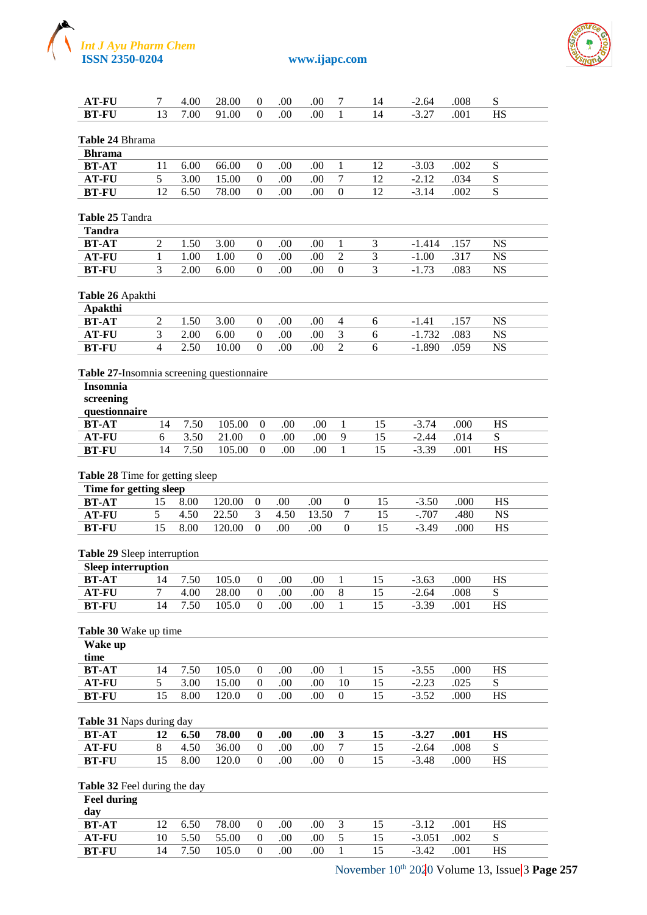| | | | | | | | | | | | |
|---|---|---|---|---|---|---|---|---|---|---|---|
| **AT-FU** | 7 | 4.00 | 28.00 | 0 | .00 | .00 | 7 | 14 | -2.64 | .008 | S |
| **BT-FU** | 13 | 7.00 | 91.00 | 0 | .00 | .00 | 1 | 14 | -3.27 | .001 | HS |

**Table 24** Bhrama

| **Bhrama** | | | | | | | | | | | |
|---|---|---|---|---|---|---|---|---|---|---|---|
| **BT-AT** | 11 | 6.00 | 66.00 | 0 | .00 | .00 | 1 | 12 | -3.03 | .002 | S |
| **AT-FU** | 5 | 3.00 | 15.00 | 0 | .00 | .00 | 7 | 12 | -2.12 | .034 | S |
| **BT-FU** | 12 | 6.50 | 78.00 | 0 | .00 | .00 | 0 | 12 | -3.14 | .002 | S |

**Table 25** Tandra

| **Tandra** | | | | | | | | | | | |
|---|---|---|---|---|---|---|---|---|---|---|---|
| **BT-AT** | 2 | 1.50 | 3.00 | 0 | .00 | .00 | 1 | 3 | -1.414 | .157 | NS |
| **AT-FU** | 1 | 1.00 | 1.00 | 0 | .00 | .00 | 2 | 3 | -1.00 | .317 | NS |
| **BT-FU** | 3 | 2.00 | 6.00 | 0 | .00 | .00 | 0 | 3 | -1.73 | .083 | NS |

**Table 26** Apakthi

| **Apakthi** | | | | | | | | | | | |
|---|---|---|---|---|---|---|---|---|---|---|---|
| **BT-AT** | 2 | 1.50 | 3.00 | 0 | .00 | .00 | 4 | 6 | -1.41 | .157 | NS |
| **AT-FU** | 3 | 2.00 | 6.00 | 0 | .00 | .00 | 3 | 6 | -1.732 | .083 | NS |
| **BT-FU** | 4 | 2.50 | 10.00 | 0 | .00 | .00 | 2 | 6 | -1.890 | .059 | NS |

**Table 27**-Insomnia screening questionnaire

| **Insomnia screening questionnaire** | | | | | | | | | | | |
|---|---|---|---|---|---|---|---|---|---|---|---|
| **BT-AT** | 14 | 7.50 | 105.00 | 0 | .00 | .00 | 1 | 15 | -3.74 | .000 | HS |
| **AT-FU** | 6 | 3.50 | 21.00 | 0 | .00 | .00 | 9 | 15 | -2.44 | .014 | S |
| **BT-FU** | 14 | 7.50 | 105.00 | 0 | .00 | .00 | 1 | 15 | -3.39 | .001 | HS |

**Table 28** Time for getting sleep

| **Time for getting sleep** | | | | | | | | | | | |
|---|---|---|---|---|---|---|---|---|---|---|---|
| **BT-AT** | 15 | 8.00 | 120.00 | 0 | .00 | .00 | 0 | 15 | -3.50 | .000 | HS |
| **AT-FU** | 5 | 4.50 | 22.50 | 3 | 4.50 | 13.50 | 7 | 15 | -.707 | .480 | NS |
| **BT-FU** | 15 | 8.00 | 120.00 | 0 | .00 | .00 | 0 | 15 | -3.49 | .000 | HS |

**Table 29** Sleep interruption

| **Sleep interruption** | | | | | | | | | | | |
|---|---|---|---|---|---|---|---|---|---|---|---|
| **BT-AT** | 14 | 7.50 | 105.0 | 0 | .00 | .00 | 1 | 15 | -3.63 | .000 | HS |
| **AT-FU** | 7 | 4.00 | 28.00 | 0 | .00 | .00 | 8 | 15 | -2.64 | .008 | S |
| **BT-FU** | 14 | 7.50 | 105.0 | 0 | .00 | .00 | 1 | 15 | -3.39 | .001 | HS |

**Table 30** Wake up time

| **Wake up time** | | | | | | | | | | | |
|---|---|---|---|---|---|---|---|---|---|---|---|
| **BT-AT** | 14 | 7.50 | 105.0 | 0 | .00 | .00 | 1 | 15 | -3.55 | .000 | HS |
| **AT-FU** | 5 | 3.00 | 15.00 | 0 | .00 | .00 | 10 | 15 | -2.23 | .025 | S |
| **BT-FU** | 15 | 8.00 | 120.0 | 0 | .00 | .00 | 0 | 15 | -3.52 | .000 | HS |

**Table 31** Naps during day

| **BT-AT** | **12** | **6.50** | **78.00** | **0** | **.00** | **.00** | **3** | **15** | **-3.27** | **.001** | **HS** |
|---|---|---|---|---|---|---|---|---|---|---|---|
| **AT-FU** | 8 | 4.50 | 36.00 | 0 | .00 | .00 | 7 | 15 | -2.64 | .008 | S |
| **BT-FU** | 15 | 8.00 | 120.0 | 0 | .00 | .00 | 0 | 15 | -3.48 | .000 | HS |

**Table 32** Feel during the day

| **Feel during day** | | | | | | | | | | | |
|---|---|---|---|---|---|---|---|---|---|---|---|
| **BT-AT** | 12 | 6.50 | 78.00 | 0 | .00 | .00 | 3 | 15 | -3.12 | .001 | HS |
| **AT-FU** | 10 | 5.50 | 55.00 | 0 | .00 | .00 | 5 | 15 | -3.051 | .002 | S |
| **BT-FU** | 14 | 7.50 | 105.0 | 0 | .00 | .00 | 1 | 15 | -3.42 | .001 | HS |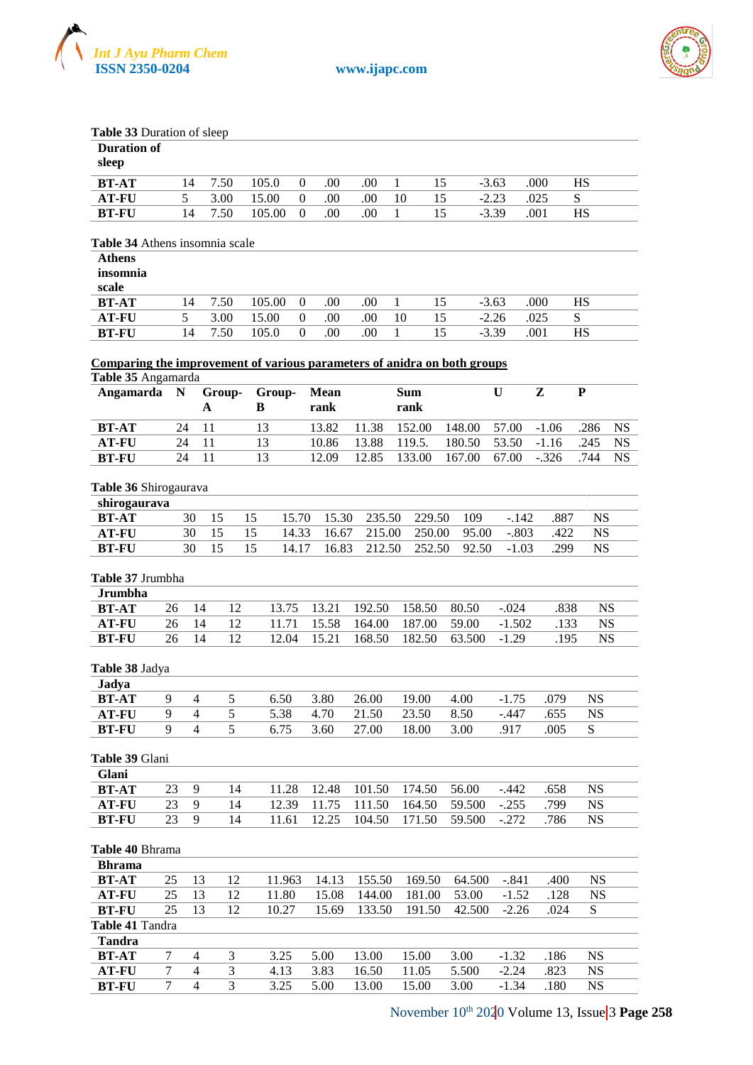**Table 33** Duration of sleep

| Duration of sleep | | | | | | | | | | | |
|---|---|---|---|---|---|---|---|---|---|---|---|
| **BT-AT** | 14 | 7.50 | 105.0 | 0 | .00 | .00 | 1 | 15 | -3.63 | .000 | HS |
| **AT-FU** | 5 | 3.00 | 15.00 | 0 | .00 | .00 | 10 | 15 | -2.23 | .025 | S |
| **BT-FU** | 14 | 7.50 | 105.00 | 0 | .00 | .00 | 1 | 15 | -3.39 | .001 | HS |

**Table 34** Athens insomnia scale

| Athens insomnia scale | | | | | | | | | | | |
|---|---|---|---|---|---|---|---|---|---|---|---|
| **BT-AT** | 14 | 7.50 | 105.00 | 0 | .00 | .00 | 1 | 15 | -3.63 | .000 | HS |
| **AT-FU** | 5 | 3.00 | 15.00 | 0 | .00 | .00 | 10 | 15 | -2.26 | .025 | S |
| **BT-FU** | 14 | 7.50 | 105.0 | 0 | .00 | .00 | 1 | 15 | -3.39 | .001 | HS |

**Comparing the improvement of various parameters of anidra on both groups**

**Table 35** Angamarda

| Angamarda | N | Group-A | Group-B | Mean rank | | Sum rank | | U | Z | P | |
|---|---|---|---|---|---|---|---|---|---|---|---|
| **BT-AT** | 24 | 11 | 13 | 13.82 | 11.38 | 152.00 | 148.00 | 57.00 | -1.06 | .286 | NS |
| **AT-FU** | 24 | 11 | 13 | 10.86 | 13.88 | 119.5. | 180.50 | 53.50 | -1.16 | .245 | NS |
| **BT-FU** | 24 | 11 | 13 | 12.09 | 12.85 | 133.00 | 167.00 | 67.00 | -.326 | .744 | NS |

**Table 36** Shirogaurava

| shirogaurava | | | | | | | | | | | |
|---|---|---|---|---|---|---|---|---|---|---|---|
| **BT-AT** | 30 | 15 | 15 | 15.70 | 15.30 | 235.50 | 229.50 | 109 | -.142 | .887 | NS |
| **AT-FU** | 30 | 15 | 15 | 14.33 | 16.67 | 215.00 | 250.00 | 95.00 | -.803 | .422 | NS |
| **BT-FU** | 30 | 15 | 15 | 14.17 | 16.83 | 212.50 | 252.50 | 92.50 | -1.03 | .299 | NS |

**Table 37** Jrumbha

| Jrumbha | | | | | | | | | | | |
|---|---|---|---|---|---|---|---|---|---|---|---|
| **BT-AT** | 26 | 14 | 12 | 13.75 | 13.21 | 192.50 | 158.50 | 80.50 | -.024 | .838 | NS |
| **AT-FU** | 26 | 14 | 12 | 11.71 | 15.58 | 164.00 | 187.00 | 59.00 | -1.502 | .133 | NS |
| **BT-FU** | 26 | 14 | 12 | 12.04 | 15.21 | 168.50 | 182.50 | 63.500 | -1.29 | .195 | NS |

**Table 38** Jadya

| Jadya | | | | | | | | | | | |
|---|---|---|---|---|---|---|---|---|---|---|---|
| **BT-AT** | 9 | 4 | 5 | 6.50 | 3.80 | 26.00 | 19.00 | 4.00 | -1.75 | .079 | NS |
| **AT-FU** | 9 | 4 | 5 | 5.38 | 4.70 | 21.50 | 23.50 | 8.50 | -.447 | .655 | NS |
| **BT-FU** | 9 | 4 | 5 | 6.75 | 3.60 | 27.00 | 18.00 | 3.00 | .917 | .005 | S |

**Table 39** Glani

| Glani | | | | | | | | | | | |
|---|---|---|---|---|---|---|---|---|---|---|---|
| **BT-AT** | 23 | 9 | 14 | 11.28 | 12.48 | 101.50 | 174.50 | 56.00 | -.442 | .658 | NS |
| **AT-FU** | 23 | 9 | 14 | 12.39 | 11.75 | 111.50 | 164.50 | 59.500 | -.255 | .799 | NS |
| **BT-FU** | 23 | 9 | 14 | 11.61 | 12.25 | 104.50 | 171.50 | 59.500 | -.272 | .786 | NS |

**Table 40** Bhrama

| Bhrama | | | | | | | | | | | |
|---|---|---|---|---|---|---|---|---|---|---|---|
| **BT-AT** | 25 | 13 | 12 | 11.963 | 14.13 | 155.50 | 169.50 | 64.500 | -.841 | .400 | NS |
| **AT-FU** | 25 | 13 | 12 | 11.80 | 15.08 | 144.00 | 181.00 | 53.00 | -1.52 | .128 | NS |
| **BT-FU** | 25 | 13 | 12 | 10.27 | 15.69 | 133.50 | 191.50 | 42.500 | -2.26 | .024 | S |

**Table 41** Tandra

| Tandra | | | | | | | | | | | |
|---|---|---|---|---|---|---|---|---|---|---|---|
| **BT-AT** | 7 | 4 | 3 | 3.25 | 5.00 | 13.00 | 15.00 | 3.00 | -1.32 | .186 | NS |
| **AT-FU** | 7 | 4 | 3 | 4.13 | 3.83 | 16.50 | 11.05 | 5.500 | -2.24 | .823 | NS |
| **BT-FU** | 7 | 4 | 3 | 3.25 | 5.00 | 13.00 | 15.00 | 3.00 | -1.34 | .180 | NS |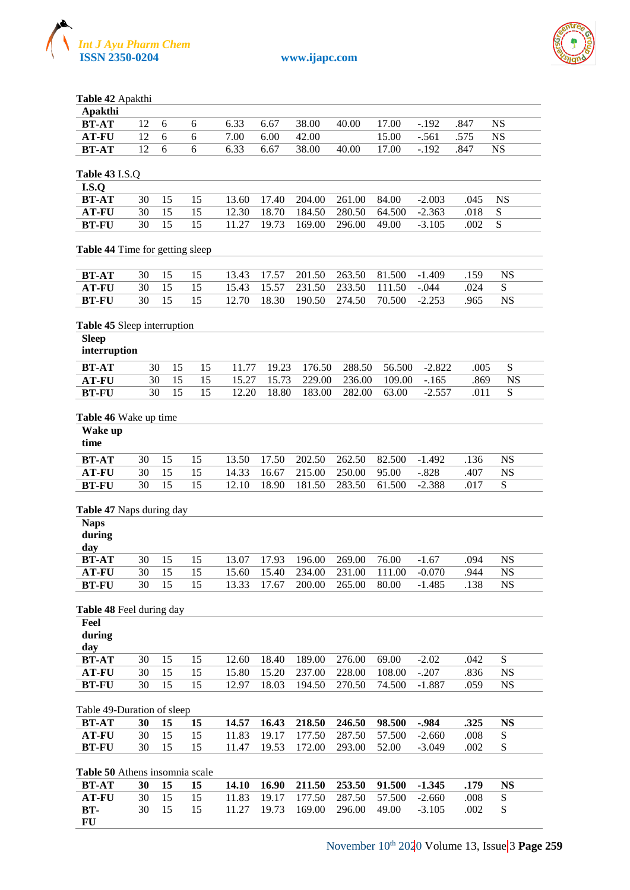**Table 42** Apakthi

| Apakthi | | | | | | | | | | | |
|---|---|---|---|---|---|---|---|---|---|---|---|
| **BT-AT** | 12 | 6 | 6 | 6.33 | 6.67 | 38.00 | 40.00 | 17.00 | -.192 | .847 | NS |
| **AT-FU** | 12 | 6 | 6 | 7.00 | 6.00 | 42.00 | | 15.00 | -.561 | .575 | NS |
| **BT-AT** | 12 | 6 | 6 | 6.33 | 6.67 | 38.00 | 40.00 | 17.00 | -.192 | .847 | NS |

**Table 43** I.S.Q

| I.S.Q | | | | | | | | | | | |
|---|---|---|---|---|---|---|---|---|---|---|---|
| **BT-AT** | 30 | 15 | 15 | 13.60 | 17.40 | 204.00 | 261.00 | 84.00 | -2.003 | .045 | NS |
| **AT-FU** | 30 | 15 | 15 | 12.30 | 18.70 | 184.50 | 280.50 | 64.500 | -2.363 | .018 | S |
| **BT-FU** | 30 | 15 | 15 | 11.27 | 19.73 | 169.00 | 296.00 | 49.00 | -3.105 | .002 | S |

**Table 44** Time for getting sleep

| | | | | | | | | | | | |
|---|---|---|---|---|---|---|---|---|---|---|---|
| **BT-AT** | 30 | 15 | 15 | 13.43 | 17.57 | 201.50 | 263.50 | 81.500 | -1.409 | .159 | NS |
| **AT-FU** | 30 | 15 | 15 | 15.43 | 15.57 | 231.50 | 233.50 | 111.50 | -.044 | .024 | S |
| **BT-FU** | 30 | 15 | 15 | 12.70 | 18.30 | 190.50 | 274.50 | 70.500 | -2.253 | .965 | NS |

**Table 45** Sleep interruption

| Sleep interruption | | | | | | | | | | | |
|---|---|---|---|---|---|---|---|---|---|---|---|
| **BT-AT** | 30 | 15 | 15 | 11.77 | 19.23 | 176.50 | 288.50 | 56.500 | -2.822 | .005 | S |
| **AT-FU** | 30 | 15 | 15 | 15.27 | 15.73 | 229.00 | 236.00 | 109.00 | -.165 | .869 | NS |
| **BT-FU** | 30 | 15 | 15 | 12.20 | 18.80 | 183.00 | 282.00 | 63.00 | -2.557 | .011 | S |

**Table 46** Wake up time

| Wake up time | | | | | | | | | | | |
|---|---|---|---|---|---|---|---|---|---|---|---|
| **BT-AT** | 30 | 15 | 15 | 13.50 | 17.50 | 202.50 | 262.50 | 82.500 | -1.492 | .136 | NS |
| **AT-FU** | 30 | 15 | 15 | 14.33 | 16.67 | 215.00 | 250.00 | 95.00 | -.828 | .407 | NS |
| **BT-FU** | 30 | 15 | 15 | 12.10 | 18.90 | 181.50 | 283.50 | 61.500 | -2.388 | .017 | S |

**Table 47** Naps during day

| Naps during day | | | | | | | | | | | |
|---|---|---|---|---|---|---|---|---|---|---|---|
| **BT-AT** | 30 | 15 | 15 | 13.07 | 17.93 | 196.00 | 269.00 | 76.00 | -1.67 | .094 | NS |
| **AT-FU** | 30 | 15 | 15 | 15.60 | 15.40 | 234.00 | 231.00 | 111.00 | -0.070 | .944 | NS |
| **BT-FU** | 30 | 15 | 15 | 13.33 | 17.67 | 200.00 | 265.00 | 80.00 | -1.485 | .138 | NS |

**Table 48** Feel during day

| Feel during day | | | | | | | | | | | |
|---|---|---|---|---|---|---|---|---|---|---|---|
| **BT-AT** | 30 | 15 | 15 | 12.60 | 18.40 | 189.00 | 276.00 | 69.00 | -2.02 | .042 | S |
| **AT-FU** | 30 | 15 | 15 | 15.80 | 15.20 | 237.00 | 228.00 | 108.00 | -.207 | .836 | NS |
| **BT-FU** | 30 | 15 | 15 | 12.97 | 18.03 | 194.50 | 270.50 | 74.500 | -1.887 | .059 | NS |

Table 49-Duration of sleep

| | | | | | | | | | | | |
|---|---|---|---|---|---|---|---|---|---|---|---|
| **BT-AT** | **30** | **15** | **15** | **14.57** | **16.43** | **218.50** | **246.50** | **98.500** | **-.984** | **.325** | **NS** |
| **AT-FU** | 30 | 15 | 15 | 11.83 | 19.17 | 177.50 | 287.50 | 57.500 | -2.660 | .008 | S |
| **BT-FU** | 30 | 15 | 15 | 11.47 | 19.53 | 172.00 | 293.00 | 52.00 | -3.049 | .002 | S |

**Table 50** Athens insomnia scale

| | | | | | | | | | | | |
|---|---|---|---|---|---|---|---|---|---|---|---|
| **BT-AT** | **30** | **15** | **15** | **14.10** | **16.90** | **211.50** | **253.50** | **91.500** | **-1.345** | **.179** | **NS** |
| **AT-FU** | 30 | 15 | 15 | 11.83 | 19.17 | 177.50 | 287.50 | 57.500 | -2.660 | .008 | S |
| **BT-FU** | 30 | 15 | 15 | 11.27 | 19.73 | 169.00 | 296.00 | 49.00 | -3.105 | .002 | S |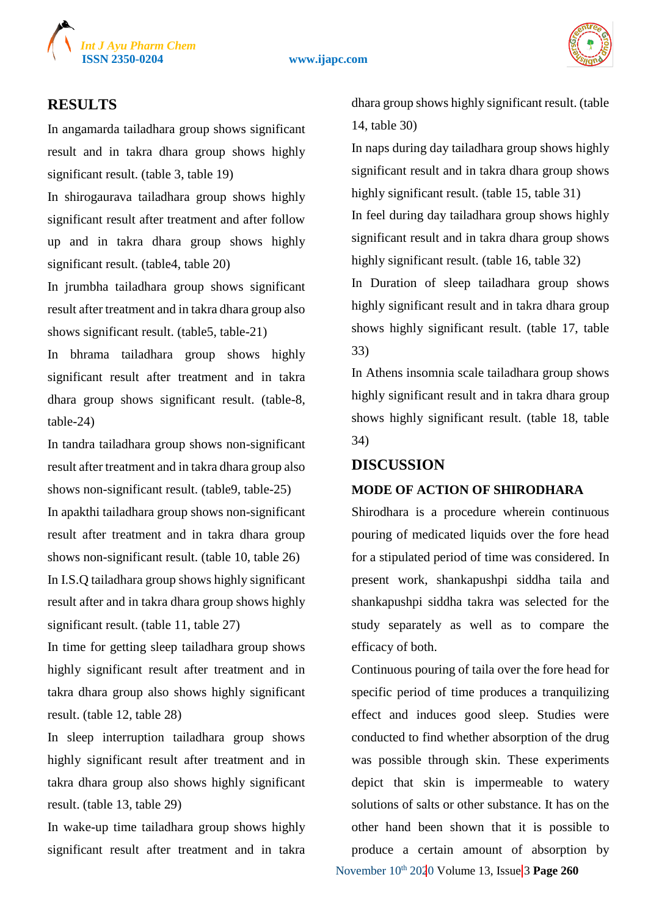## RESULTS

In angamarda tailadhara group shows significant result and in takra dhara group shows highly significant result. (table 3, table 19)

In shirogaurava tailadhara group shows highly significant result after treatment and after follow up and in takra dhara group shows highly significant result. (table4, table 20)

In jrumbha tailadhara group shows significant result after treatment and in takra dhara group also shows significant result. (table5, table-21)

In bhrama tailadhara group shows highly significant result after treatment and in takra dhara group shows significant result. (table-8, table-24)

In tandra tailadhara group shows non-significant result after treatment and in takra dhara group also shows non-significant result. (table9, table-25)

In apakthi tailadhara group shows non-significant result after treatment and takra dhara group shows non-significant result. (table 10, table 26)

In I.S.Q tailadhara group shows highly significant result after and in takra dhara group shows highly significant result. (table 11, table 27)

In time for getting sleep tailadhara group shows highly significant result after treatment and in takra dhara group also shows highly significant result. (table 12, table 28)

In sleep interruption tailadhara group shows highly significant result after treatment and in takra dhara group also shows highly significant result. (table 13, table 29)

In wake-up time tailadhara group shows highly significant result after treatment and in takra dhara group shows highly significant result. (table 14, table 30)

In naps during day tailadhara group shows highly significant result and in takra dhara group shows highly significant result. (table 15, table 31)

In feel during day tailadhara group shows highly significant result and in takra dhara group shows highly significant result. (table 16, table 32)

In Duration of sleep tailadhara group shows highly significant result and in takra dhara group shows highly significant result. (table 17, table 33)

In Athens insomnia scale tailadhara group shows highly significant result and in takra dhara group shows highly significant result. (table 18, table 34)

## DISCUSSION

### MODE OF ACTION OF SHIRODHARA

Shirodhara is a procedure wherein continuous pouring of medicated liquids over the fore head for a stipulated period of time was considered. In present work, shankapushpi siddha taila and shankapushpi siddha takra was selected for the study separately as well as to compare the efficacy of both.

Continuous pouring of taila over the fore head for specific period of time produces a tranquilizing effect and induces good sleep. Studies were conducted to find whether absorption of the drug was possible through skin. These experiments depict that skin is impermeable to watery solutions of salts or other substance. It has on the other hand been shown that it is possible to produce a certain amount of absorption by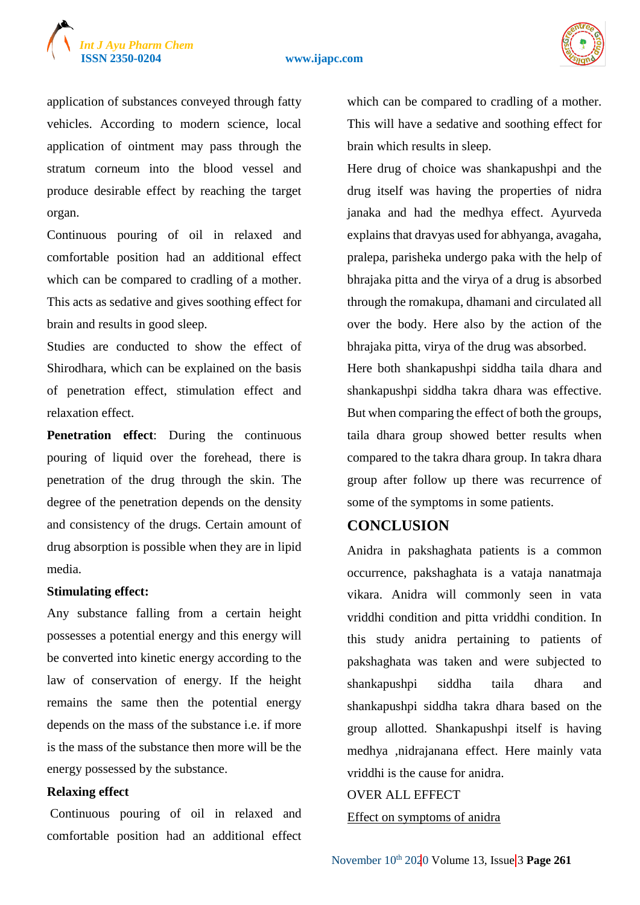application of substances conveyed through fatty vehicles. According to modern science, local application of ointment may pass through the stratum corneum into the blood vessel and produce desirable effect by reaching the target organ.

Continuous pouring of oil in relaxed and comfortable position had an additional effect which can be compared to cradling of a mother. This acts as sedative and gives soothing effect for brain and results in good sleep.

Studies are conducted to show the effect of Shirodhara, which can be explained on the basis of penetration effect, stimulation effect and relaxation effect.

**Penetration effect**: During the continuous pouring of liquid over the forehead, there is penetration of the drug through the skin. The degree of the penetration depends on the density and consistency of the drugs. Certain amount of drug absorption is possible when they are in lipid media.

**Stimulating effect:**

Any substance falling from a certain height possesses a potential energy and this energy will be converted into kinetic energy according to the law of conservation of energy. If the height remains the same then the potential energy depends on the mass of the substance i.e. if more is the mass of the substance then more will be the energy possessed by the substance.

**Relaxing effect**

Continuous pouring of oil in relaxed and comfortable position had an additional effect which can be compared to cradling of a mother. This will have a sedative and soothing effect for brain which results in sleep.

Here drug of choice was shankapushpi and the drug itself was having the properties of nidra janaka and had the medhya effect. Ayurveda explains that dravyas used for abhyanga, avagaha, pralepa, parisheka undergo paka with the help of bhrajaka pitta and the virya of a drug is absorbed through the romakupa, dhamani and circulated all over the body. Here also by the action of the bhrajaka pitta, virya of the drug was absorbed.

Here both shankapushpi siddha taila dhara and shankapushpi siddha takra dhara was effective. But when comparing the effect of both the groups, taila dhara group showed better results when compared to the takra dhara group. In takra dhara group after follow up there was recurrence of some of the symptoms in some patients.

## CONCLUSION

Anidra in pakshaghata patients is a common occurrence, pakshaghata is a vataja nanatmaja vikara. Anidra will commonly seen in vata vriddhi condition and pitta vriddhi condition. In this study anidra pertaining to patients of pakshaghata was taken and were subjected to shankapushpi siddha taila dhara and shankapushpi siddha takra dhara based on the group allotted. Shankapushpi itself is having medhya ,nidrajanana effect. Here mainly vata vriddhi is the cause for anidra.

OVER ALL EFFECT

<u>Effect on symptoms of anidra</u>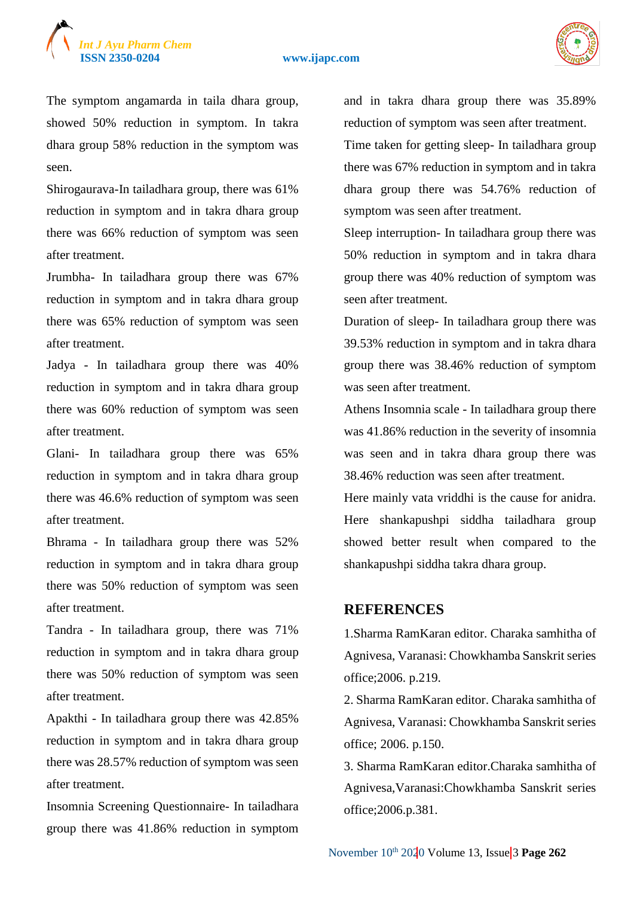The symptom angamarda in taila dhara group, showed 50% reduction in symptom. In takra dhara group 58% reduction in the symptom was seen.

Shirogaurava-In tailadhara group, there was 61% reduction in symptom and in takra dhara group there was 66% reduction of symptom was seen after treatment.

Jrumbha- In tailadhara group there was 67% reduction in symptom and in takra dhara group there was 65% reduction of symptom was seen after treatment.

Jadya - In tailadhara group there was 40% reduction in symptom and in takra dhara group there was 60% reduction of symptom was seen after treatment.

Glani- In tailadhara group there was 65% reduction in symptom and in takra dhara group there was 46.6% reduction of symptom was seen after treatment.

Bhrama - In tailadhara group there was 52% reduction in symptom and in takra dhara group there was 50% reduction of symptom was seen after treatment.

Tandra - In tailadhara group, there was 71% reduction in symptom and in takra dhara group there was 50% reduction of symptom was seen after treatment.

Apakthi - In tailadhara group there was 42.85% reduction in symptom and in takra dhara group there was 28.57% reduction of symptom was seen after treatment.

Insomnia Screening Questionnaire- In tailadhara group there was 41.86% reduction in symptom and in takra dhara group there was 35.89% reduction of symptom was seen after treatment.

Time taken for getting sleep- In tailadhara group there was 67% reduction in symptom and in takra dhara group there was 54.76% reduction of symptom was seen after treatment.

Sleep interruption- In tailadhara group there was 50% reduction in symptom and in takra dhara group there was 40% reduction of symptom was seen after treatment.

Duration of sleep- In tailadhara group there was 39.53% reduction in symptom and in takra dhara group there was 38.46% reduction of symptom was seen after treatment.

Athens Insomnia scale - In tailadhara group there was 41.86% reduction in the severity of insomnia was seen and in takra dhara group there was 38.46% reduction was seen after treatment.

Here mainly vata vriddhi is the cause for anidra. Here shankapushpi siddha tailadhara group showed better result when compared to the shankapushpi siddha takra dhara group.

## REFERENCES

1.Sharma RamKaran editor. Charaka samhitha of Agnivesa, Varanasi: Chowkhamba Sanskrit series office;2006. p.219.

2. Sharma RamKaran editor. Charaka samhitha of Agnivesa, Varanasi: Chowkhamba Sanskrit series office; 2006. p.150.

3. Sharma RamKaran editor.Charaka samhitha of Agnivesa,Varanasi:Chowkhamba Sanskrit series office;2006.p.381.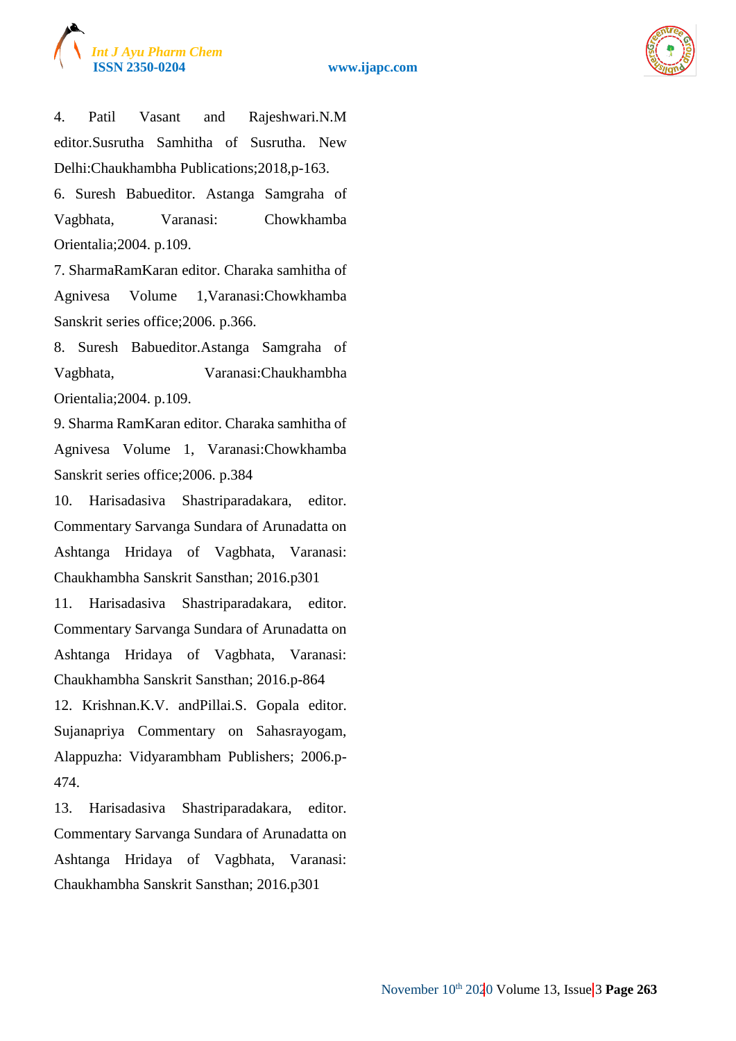4. Patil Vasant and Rajeshwari.N.M editor.Susrutha Samhitha of Susrutha. New Delhi:Chaukhambha Publications;2018,p-163.

6. Suresh Babueditor. Astanga Samgraha of Vagbhata, Varanasi: Chowkhamba Orientalia;2004. p.109.

7. SharmaRamKaran editor. Charaka samhitha of Agnivesa Volume 1,Varanasi:Chowkhamba Sanskrit series office;2006. p.366.

8. Suresh Babueditor.Astanga Samgraha of Vagbhata, Varanasi:Chaukhambha Orientalia;2004. p.109.

9. Sharma RamKaran editor. Charaka samhitha of Agnivesa Volume 1, Varanasi:Chowkhamba Sanskrit series office;2006. p.384

10. Harisadasiva Shastriparadakara, editor. Commentary Sarvanga Sundara of Arunadatta on Ashtanga Hridaya of Vagbhata, Varanasi: Chaukhambha Sanskrit Sansthan; 2016.p301

11. Harisadasiva Shastriparadakara, editor. Commentary Sarvanga Sundara of Arunadatta on Ashtanga Hridaya of Vagbhata, Varanasi: Chaukhambha Sanskrit Sansthan; 2016.p-864

12. Krishnan.K.V. andPillai.S. Gopala editor. Sujanapriya Commentary on Sahasrayogam, Alappuzha: Vidyarambham Publishers; 2006.p-474.

13. Harisadasiva Shastriparadakara, editor. Commentary Sarvanga Sundara of Arunadatta on Ashtanga Hridaya of Vagbhata, Varanasi: Chaukhambha Sanskrit Sansthan; 2016.p301